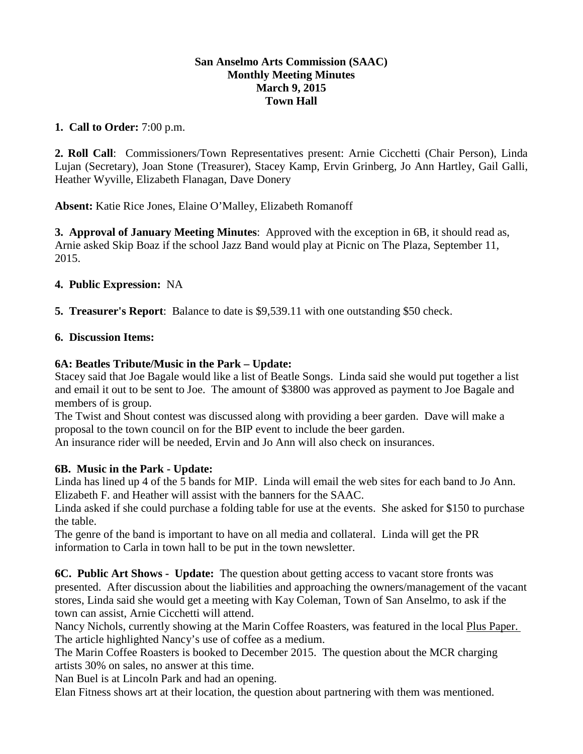**San Anselmo Arts Commission (SAAC)**
**Monthly Meeting Minutes**
**March 9, 2015**
**Town Hall**

**1. Call to Order:** 7:00 p.m.

**2. Roll Call**: Commissioners/Town Representatives present: Arnie Cicchetti (Chair Person), Linda Lujan (Secretary), Joan Stone (Treasurer), Stacey Kamp, Ervin Grinberg, Jo Ann Hartley, Gail Galli, Heather Wyville, Elizabeth Flanagan, Dave Donery

**Absent:** Katie Rice Jones, Elaine O'Malley, Elizabeth Romanoff

**3. Approval of January Meeting Minutes**: Approved with the exception in 6B, it should read as, Arnie asked Skip Boaz if the school Jazz Band would play at Picnic on The Plaza, September 11, 2015.

**4. Public Expression:** NA

**5. Treasurer's Report**: Balance to date is $9,539.11 with one outstanding $50 check.

**6. Discussion Items:**

**6A: Beatles Tribute/Music in the Park – Update:**
Stacey said that Joe Bagale would like a list of Beatle Songs. Linda said she would put together a list and email it out to be sent to Joe. The amount of $3800 was approved as payment to Joe Bagale and members of is group.
The Twist and Shout contest was discussed along with providing a beer garden. Dave will make a proposal to the town council on for the BIP event to include the beer garden.
An insurance rider will be needed, Ervin and Jo Ann will also check on insurances.

**6B. Music in the Park - Update:**
Linda has lined up 4 of the 5 bands for MIP. Linda will email the web sites for each band to Jo Ann. Elizabeth F. and Heather will assist with the banners for the SAAC.
Linda asked if she could purchase a folding table for use at the events. She asked for $150 to purchase the table.
The genre of the band is important to have on all media and collateral. Linda will get the PR information to Carla in town hall to be put in the town newsletter.

**6C. Public Art Shows - Update:** The question about getting access to vacant store fronts was presented. After discussion about the liabilities and approaching the owners/management of the vacant stores, Linda said she would get a meeting with Kay Coleman, Town of San Anselmo, to ask if the town can assist, Arnie Cicchetti will attend.
Nancy Nichols, currently showing at the Marin Coffee Roasters, was featured in the local Plus Paper. The article highlighted Nancy's use of coffee as a medium.
The Marin Coffee Roasters is booked to December 2015. The question about the MCR charging artists 30% on sales, no answer at this time.
Nan Buel is at Lincoln Park and had an opening.
Elan Fitness shows art at their location, the question about partnering with them was mentioned.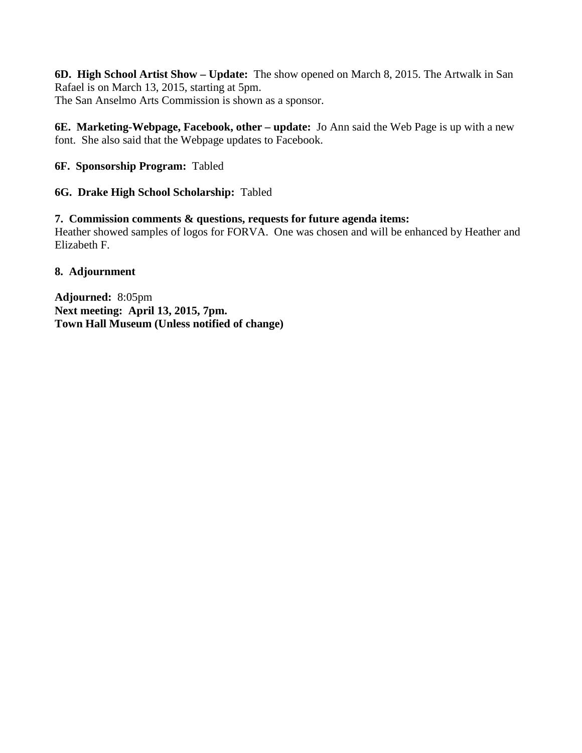**6D. High School Artist Show – Update:** The show opened on March 8, 2015. The Artwalk in San Rafael is on March 13, 2015, starting at 5pm.
The San Anselmo Arts Commission is shown as a sponsor.

**6E. Marketing-Webpage, Facebook, other – update:** Jo Ann said the Web Page is up with a new font. She also said that the Webpage updates to Facebook.

**6F. Sponsorship Program:** Tabled

**6G. Drake High School Scholarship:** Tabled

**7. Commission comments & questions, requests for future agenda items:**
Heather showed samples of logos for FORVA. One was chosen and will be enhanced by Heather and Elizabeth F.

**8. Adjournment**

**Adjourned:** 8:05pm
**Next meeting: April 13, 2015, 7pm.**
**Town Hall Museum (Unless notified of change)**